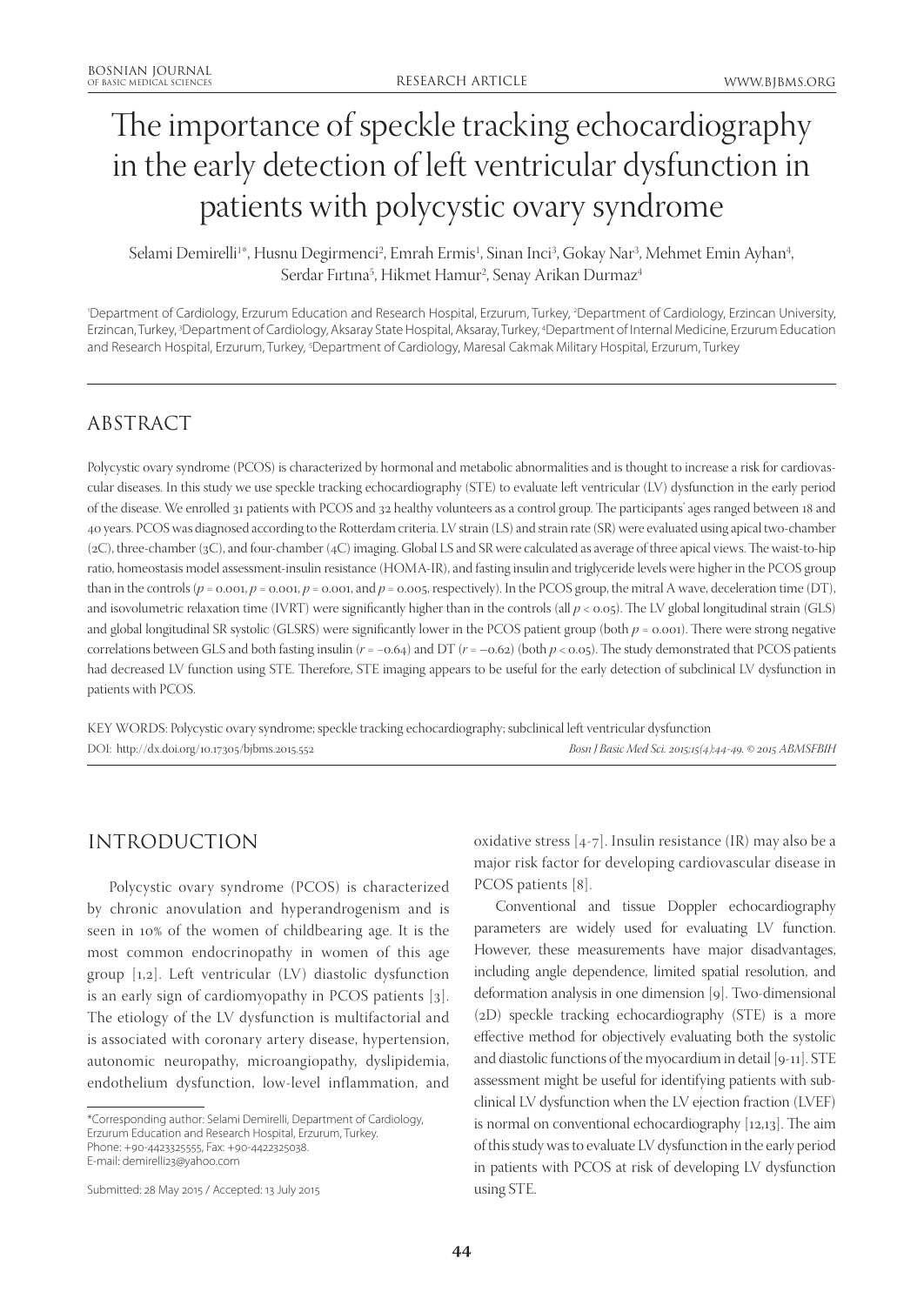# The importance of speckle tracking echocardiography in the early detection of left ventricular dysfunction in patients with polycystic ovary syndrome

Selami Demirelli[1*], Husnu Degirmenci[2], Emrah Ermis[1], Sinan Inci[3], Gokay Nar[3], Mehmet Emin Ayhan[4], Serdar Fırtına[5], Hikmet Hamur[2], Senay Arikan Durmaz[4]

[1]Department of Cardiology, Erzurum Education and Research Hospital, Erzurum, Turkey, [2]Department of Cardiology, Erzincan University, Erzincan, Turkey, [3]Department of Cardiology, Aksaray State Hospital, Aksaray, Turkey, [4]Department of Internal Medicine, Erzurum Education and Research Hospital, Erzurum, Turkey, [5]Department of Cardiology, Maresal Cakmak Military Hospital, Erzurum, Turkey

## ABSTRACT

Polycystic ovary syndrome (PCOS) is characterized by hormonal and metabolic abnormalities and is thought to increase a risk for cardiovascular diseases. In this study we use speckle tracking echocardiography (STE) to evaluate left ventricular (LV) dysfunction in the early period of the disease. We enrolled 31 patients with PCOS and 32 healthy volunteers as a control group. The participants' ages ranged between 18 and 40 years. PCOS was diagnosed according to the Rotterdam criteria. LV strain (LS) and strain rate (SR) were evaluated using apical two-chamber (2C), three-chamber (3C), and four-chamber (4C) imaging. Global LS and SR were calculated as average of three apical views. The waist-to-hip ratio, homeostasis model assessment-insulin resistance (HOMA-IR), and fasting insulin and triglyceride levels were higher in the PCOS group than in the controls ($p = 0.001$, $p = 0.001$, $p = 0.001$, and $p = 0.005$, respectively). In the PCOS group, the mitral A wave, deceleration time (DT), and isovolumetric relaxation time (IVRT) were significantly higher than in the controls (all $p < 0.05$). The LV global longitudinal strain (GLS) and global longitudinal SR systolic (GLSRS) were significantly lower in the PCOS patient group (both $p = 0.001$). There were strong negative correlations between GLS and both fasting insulin ($r = -0.64$) and DT ($r = -0.62$) (both $p < 0.05$). The study demonstrated that PCOS patients had decreased LV function using STE. Therefore, STE imaging appears to be useful for the early detection of subclinical LV dysfunction in patients with PCOS.

KEY WORDS: Polycystic ovary syndrome; speckle tracking echocardiography; subclinical left ventricular dysfunction

DOI: http://dx.doi.org/10.17305/bjbms.2015.552

*Bosn J Basic Med Sci. 2015;15(4):44-49. © 2015 ABMSFBIH*

## INTRODUCTION

Polycystic ovary syndrome (PCOS) is characterized by chronic anovulation and hyperandrogenism and is seen in 10% of the women of childbearing age. It is the most common endocrinopathy in women of this age group [1,2]. Left ventricular (LV) diastolic dysfunction is an early sign of cardiomyopathy in PCOS patients [3]. The etiology of the LV dysfunction is multifactorial and is associated with coronary artery disease, hypertension, autonomic neuropathy, microangiopathy, dyslipidemia, endothelium dysfunction, low-level inflammation, and oxidative stress [4-7]. Insulin resistance (IR) may also be a major risk factor for developing cardiovascular disease in PCOS patients [8].

Conventional and tissue Doppler echocardiography parameters are widely used for evaluating LV function. However, these measurements have major disadvantages, including angle dependence, limited spatial resolution, and deformation analysis in one dimension [9]. Two-dimensional (2D) speckle tracking echocardiography (STE) is a more effective method for objectively evaluating both the systolic and diastolic functions of the myocardium in detail [9-11]. STE assessment might be useful for identifying patients with subclinical LV dysfunction when the LV ejection fraction (LVEF) is normal on conventional echocardiography [12,13]. The aim of this study was to evaluate LV dysfunction in the early period in patients with PCOS at risk of developing LV dysfunction using STE.

*Corresponding author: Selami Demirelli, Department of Cardiology, Erzurum Education and Research Hospital, Erzurum, Turkey. Phone: +90-4423325555, Fax: +90-4422325038. E-mail: demirelli23@yahoo.com

Submitted: 28 May 2015 / Accepted: 13 July 2015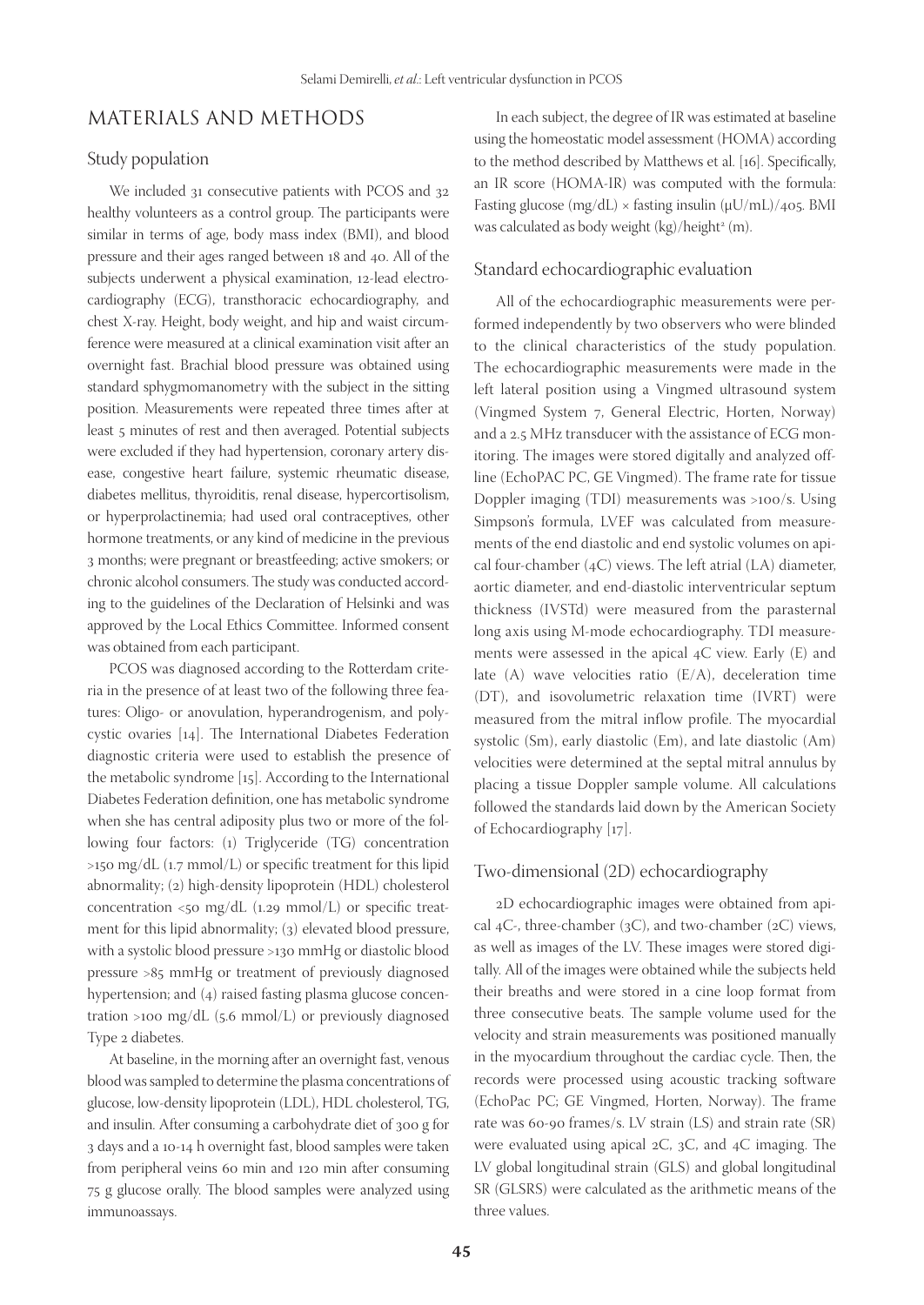## MATERIALS AND METHODS

### Study population

We included 31 consecutive patients with PCOS and 32 healthy volunteers as a control group. The participants were similar in terms of age, body mass index (BMI), and blood pressure and their ages ranged between 18 and 40. All of the subjects underwent a physical examination, 12-lead electrocardiography (ECG), transthoracic echocardiography, and chest X-ray. Height, body weight, and hip and waist circumference were measured at a clinical examination visit after an overnight fast. Brachial blood pressure was obtained using standard sphygmomanometry with the subject in the sitting position. Measurements were repeated three times after at least 5 minutes of rest and then averaged. Potential subjects were excluded if they had hypertension, coronary artery disease, congestive heart failure, systemic rheumatic disease, diabetes mellitus, thyroiditis, renal disease, hypercortisolism, or hyperprolactinemia; had used oral contraceptives, other hormone treatments, or any kind of medicine in the previous 3 months; were pregnant or breastfeeding; active smokers; or chronic alcohol consumers. The study was conducted according to the guidelines of the Declaration of Helsinki and was approved by the Local Ethics Committee. Informed consent was obtained from each participant.

PCOS was diagnosed according to the Rotterdam criteria in the presence of at least two of the following three features: Oligo- or anovulation, hyperandrogenism, and polycystic ovaries [14]. The International Diabetes Federation diagnostic criteria were used to establish the presence of the metabolic syndrome [15]. According to the International Diabetes Federation definition, one has metabolic syndrome when she has central adiposity plus two or more of the following four factors: (1) Triglyceride (TG) concentration >150 mg/dL (1.7 mmol/L) or specific treatment for this lipid abnormality; (2) high-density lipoprotein (HDL) cholesterol concentration <50 mg/dL (1.29 mmol/L) or specific treatment for this lipid abnormality; (3) elevated blood pressure, with a systolic blood pressure >130 mmHg or diastolic blood pressure >85 mmHg or treatment of previously diagnosed hypertension; and (4) raised fasting plasma glucose concentration >100 mg/dL (5.6 mmol/L) or previously diagnosed Type 2 diabetes.

At baseline, in the morning after an overnight fast, venous blood was sampled to determine the plasma concentrations of glucose, low-density lipoprotein (LDL), HDL cholesterol, TG, and insulin. After consuming a carbohydrate diet of 300 g for 3 days and a 10-14 h overnight fast, blood samples were taken from peripheral veins 60 min and 120 min after consuming 75 g glucose orally. The blood samples were analyzed using immunoassays.

In each subject, the degree of IR was estimated at baseline using the homeostatic model assessment (HOMA) according to the method described by Matthews et al. [16]. Specifically, an IR score (HOMA-IR) was computed with the formula: Fasting glucose (mg/dL) × fasting insulin (μU/mL)/405. BMI was calculated as body weight (kg)/height$^2$ (m).

### Standard echocardiographic evaluation

All of the echocardiographic measurements were performed independently by two observers who were blinded to the clinical characteristics of the study population. The echocardiographic measurements were made in the left lateral position using a Vingmed ultrasound system (Vingmed System 7, General Electric, Horten, Norway) and a 2.5 MHz transducer with the assistance of ECG monitoring. The images were stored digitally and analyzed offline (EchoPAC PC, GE Vingmed). The frame rate for tissue Doppler imaging (TDI) measurements was >100/s. Using Simpson's formula, LVEF was calculated from measurements of the end diastolic and end systolic volumes on apical four-chamber (4C) views. The left atrial (LA) diameter, aortic diameter, and end-diastolic interventricular septum thickness (IVSTd) were measured from the parasternal long axis using M-mode echocardiography. TDI measurements were assessed in the apical 4C view. Early (E) and late (A) wave velocities ratio (E/A), deceleration time (DT), and isovolumetric relaxation time (IVRT) were measured from the mitral inflow profile. The myocardial systolic (Sm), early diastolic (Em), and late diastolic (Am) velocities were determined at the septal mitral annulus by placing a tissue Doppler sample volume. All calculations followed the standards laid down by the American Society of Echocardiography [17].

### Two-dimensional (2D) echocardiography

2D echocardiographic images were obtained from apical 4C-, three-chamber (3C), and two-chamber (2C) views, as well as images of the LV. These images were stored digitally. All of the images were obtained while the subjects held their breaths and were stored in a cine loop format from three consecutive beats. The sample volume used for the velocity and strain measurements was positioned manually in the myocardium throughout the cardiac cycle. Then, the records were processed using acoustic tracking software (EchoPac PC; GE Vingmed, Horten, Norway). The frame rate was 60-90 frames/s. LV strain (LS) and strain rate (SR) were evaluated using apical 2C, 3C, and 4C imaging. The LV global longitudinal strain (GLS) and global longitudinal SR (GLSRS) were calculated as the arithmetic means of the three values.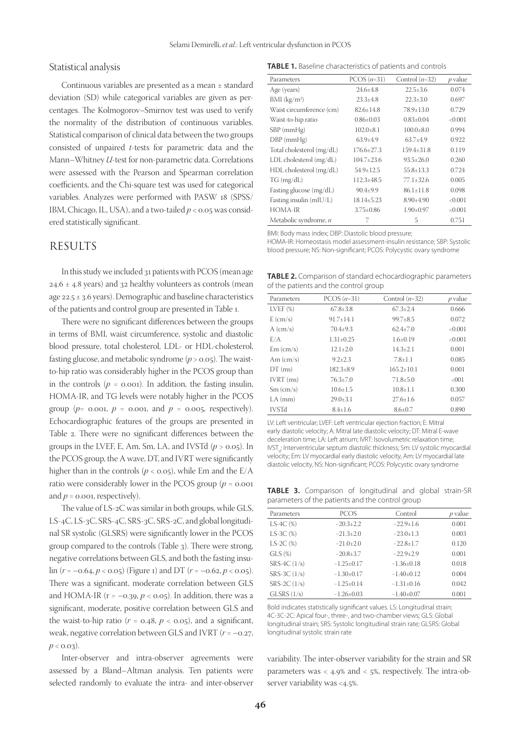## Statistical analysis

Continuous variables are presented as a mean ± standard deviation (SD) while categorical variables are given as percentages. The Kolmogorov–Smirnov test was used to verify the normality of the distribution of continuous variables. Statistical comparison of clinical data between the two groups consisted of unpaired *t*-tests for parametric data and the Mann–Whitney *U*-test for non-parametric data. Correlations were assessed with the Pearson and Spearman correlation coefficients, and the Chi-square test was used for categorical variables. Analyzes were performed with PASW 18 (SPSS/IBM, Chicago, IL, USA), and a two-tailed $p < 0.05$ was considered statistically significant.

# RESULTS

In this study we included 31 patients with PCOS (mean age 24.6 ± 4.8 years) and 32 healthy volunteers as controls (mean age 22.5 ± 3.6 years). Demographic and baseline characteristics of the patients and control group are presented in Table 1.

There were no significant differences between the groups in terms of BMI, waist circumference, systolic and diastolic blood pressure, total cholesterol, LDL- or HDL-cholesterol, fasting glucose, and metabolic syndrome ($p > 0.05$). The waist-to-hip ratio was considerably higher in the PCOS group than in the controls ($p = 0.001$). In addition, the fasting insulin, HOMA-IR, and TG levels were notably higher in the PCOS group ($p = 0.001$, $p = 0.001$, and $p = 0.005$, respectively). Echocardiographic features of the groups are presented in Table 2. There were no significant differences between the groups in the LVEF, E, Am, Sm, LA, and IVSTd ($p > 0.05$). In the PCOS group, the A wave, DT, and IVRT were significantly higher than in the controls ($p < 0.05$), while Em and the E/A ratio were considerably lower in the PCOS group ($p = 0.001$ and $p = 0.001$, respectively).

The value of LS-2C was similar in both groups, while GLS, LS-4C, LS-3C, SRS-4C, SRS-3C, SRS-2C, and global longitudinal SR systolic (GLSRS) were significantly lower in the PCOS group compared to the controls (Table 3). There were strong, negative correlations between GLS, and both the fasting insulin ($r = -0.64$, $p < 0.05$) (Figure 1) and DT ($r = -0.62$, $p < 0.05$). There was a significant, moderate correlation between GLS and HOMA-IR ($r = -0.39$, $p < 0.05$). In addition, there was a significant, moderate, positive correlation between GLS and the waist-to-hip ratio ($r = 0.48$, $p < 0.05$), and a significant, weak, negative correlation between GLS and IVRT ($r = -0.27$, $p < 0.03$).

Inter-observer and intra-observer agreements were assessed by a Bland–Altman analysis. Ten patients were selected randomly to evaluate the intra- and inter-observer variability. The inter-observer variability for the strain and SR parameters was < 4.9% and < 5%, respectively. The intra-observer variability was <4.5%.

**TABLE 1.** Baseline characteristics of patients and controls

| Parameters | PCOS (*n*=31) | Control (*n*=32) | *p* value |
|---|---|---|---|
| Age (years) | 24.6±4.8 | 22.5±3.6 | 0.074 |
| BMI (kg/m²) | 23.3±4.8 | 22.3±3.0 | 0.697 |
| Waist circumference (cm) | 82.6±14.8 | 78.9±13.0 | 0.729 |
| Waist-to-hip ratio | 0.86±0.03 | 0.83±0.04 | <0.001 |
| SBP (mmHg) | 102.0±8.1 | 100.0±8.0 | 0.994 |
| DBP (mmHg) | 63.9±4.9 | 63.7±4.9 | 0.922 |
| Total cholesterol (mg/dL) | 176.6±27.3 | 159.4±31.8 | 0.119 |
| LDL cholesterol (mg/dL) | 104.7±23.6 | 93.5±26.0 | 0.260 |
| HDL cholesterol (mg/dL) | 54.9±12.5 | 55.8±13.3 | 0.724 |
| TG (mg/dL) | 112.3±48.5 | 77.1±32.6 | 0.005 |
| Fasting glucose (mg/dL) | 90.4±9.9 | 86.1±11.8 | 0.098 |
| Fasting insulin (mIU/L) | 18.14±5.23 | 8.90±4.90 | <0.001 |
| HOMA-IR | 3.75±0.86 | 1.90±0.97 | <0.001 |
| Metabolic syndrome, *n* | 7 | 5 | 0.751 |

BMI: Body mass index; DBP: Diastolic blood pressure; HOMA-IR: Homeostasis model assessment-insulin resistance; SBP: Systolic blood pressure; NS: Non-significant; PCOS: Polycystic ovary syndrome

**TABLE 2.** Comparison of standard echocardiographic parameters of the patients and the control group

| Parameters | PCOS (*n*=31) | Control (*n*=32) | *p* value |
|---|---|---|---|
| LVEF (%) | 67.8±3.8 | 67.3±2.4 | 0.666 |
| E (cm/s) | 91.7±14.1 | 99.7±8.5 | 0.072 |
| A (cm/s) | 70.4±9.3 | 62.4±7.0 | <0.001 |
| E/A | 1.31±0.25 | 1.6±0.19 | <0.001 |
| Em (cm/s) | 12.1±2.0 | 14.3±2.1 | 0.001 |
| Am (cm/s) | 9.2±2.3 | 7.8±1.1 | 0.085 |
| DT (ms) | 182.3±8.9 | 165.2±10.1 | 0.001 |
| IVRT (ms) | 76.3±7.0 | 71.8±5.0 | <001 |
| Sm (cm/s) | 10.6±1.5 | 10.8±1.1 | 0.300 |
| LA (mm) | 29.0±3.1 | 27.6±1.6 | 0.057 |
| IVSTd | 8.4±1.6 | 8.6±0.7 | 0.890 |

LV: Left ventricular; LVEF: Left ventricular ejection fraction; E: Mitral early diastolic velocity; A: Mitral late diastolic velocity; DT: Mitral E-wave deceleration time; LA: Left atrium; IVRT: Isovolumetric relaxation time; $IVST_d$: Interventricular septum diastolic thickness; Sm: LV systolic myocardial velocity; Em: LV myocardial early diastolic velocity, Am: LV myocardial late diastolic velocity, NS: Non-significant; PCOS: Polycystic ovary syndrome

**TABLE 3.** Comparison of longitudinal and global strain-SR parameters of the patients and the control group

| Parameters | PCOS | Control | *p* value |
|---|---|---|---|
| LS-4C (%) | −20.3±2.2 | −22.9±1.6 | 0.001 |
| LS-3C (%) | −21.3±2.0 | −23.0±1.3 | 0.003 |
| LS-2C (%) | −21.0±2.0 | −22.8±1.7 | 0.120 |
| GLS (%) | −20.8±3.7 | −22.9±2.9 | 0.001 |
| SRS-4C (1/s) | −1.25±0.17 | −1.36±0.18 | 0.018 |
| SRS-3C (1/s) | −1.30±0.17 | −1.40±0.12 | 0.004 |
| SRS-2C (1/s) | −1.25±0.14 | −1.31±0.16 | 0.042 |
| GLSRS (1/s) | −1.26±0.03 | −1.40±0.07 | 0.001 |

Bold indicates statistically significant values. LS: Longitudinal strain; 4C-3C-2C: Apical four-, three-, and two-chamber views; GLS: Global longitudinal strain; SRS: Systolic longitudinal strain rate; GLSRS: Global longitudinal systolic strain rate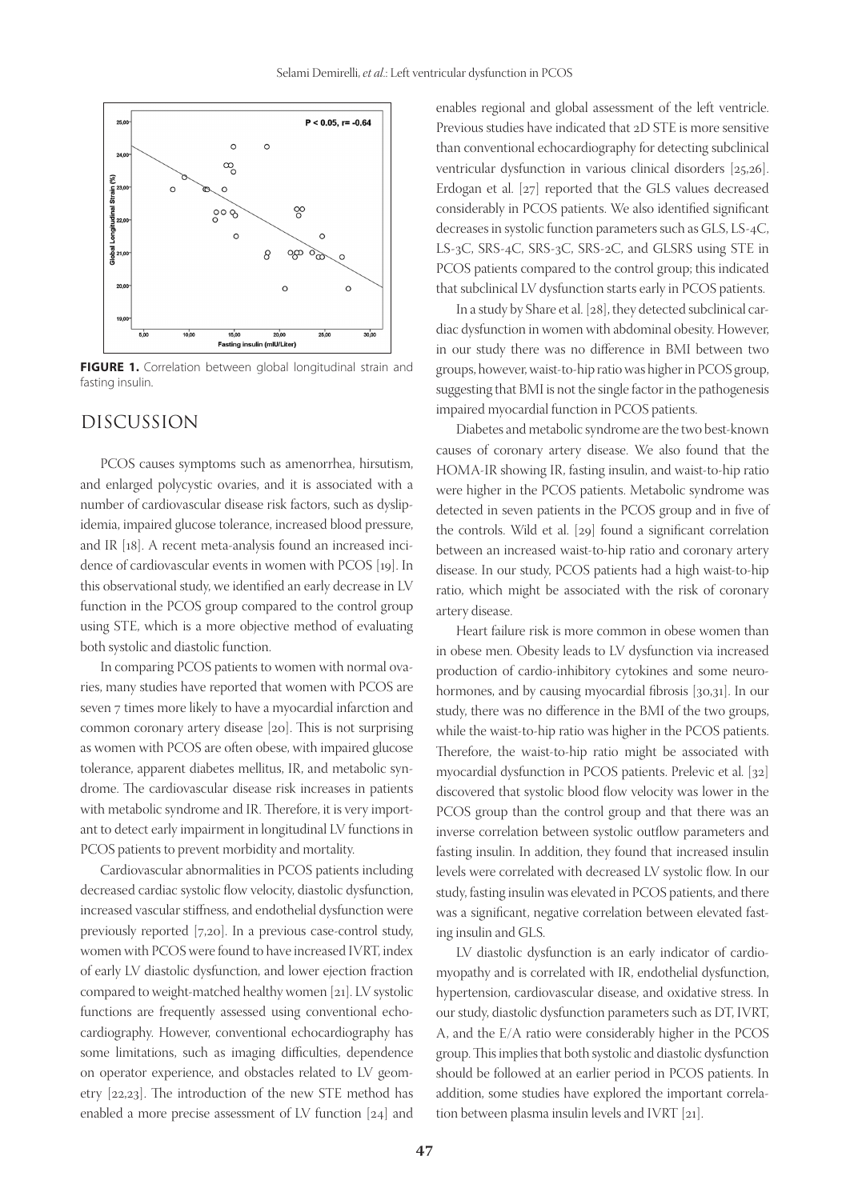FIGURE 1. Correlation between global longitudinal strain and fasting insulin.

## DISCUSSION

PCOS causes symptoms such as amenorrhea, hirsutism, and enlarged polycystic ovaries, and it is associated with a number of cardiovascular disease risk factors, such as dyslipidemia, impaired glucose tolerance, increased blood pressure, and IR [18]. A recent meta-analysis found an increased incidence of cardiovascular events in women with PCOS [19]. In this observational study, we identified an early decrease in LV function in the PCOS group compared to the control group using STE, which is a more objective method of evaluating both systolic and diastolic function.

In comparing PCOS patients to women with normal ovaries, many studies have reported that women with PCOS are seven 7 times more likely to have a myocardial infarction and common coronary artery disease [20]. This is not surprising as women with PCOS are often obese, with impaired glucose tolerance, apparent diabetes mellitus, IR, and metabolic syndrome. The cardiovascular disease risk increases in patients with metabolic syndrome and IR. Therefore, it is very important to detect early impairment in longitudinal LV functions in PCOS patients to prevent morbidity and mortality.

Cardiovascular abnormalities in PCOS patients including decreased cardiac systolic flow velocity, diastolic dysfunction, increased vascular stiffness, and endothelial dysfunction were previously reported [7,20]. In a previous case-control study, women with PCOS were found to have increased IVRT, index of early LV diastolic dysfunction, and lower ejection fraction compared to weight-matched healthy women [21]. LV systolic functions are frequently assessed using conventional echocardiography. However, conventional echocardiography has some limitations, such as imaging difficulties, dependence on operator experience, and obstacles related to LV geometry [22,23]. The introduction of the new STE method has enabled a more precise assessment of LV function [24] and enables regional and global assessment of the left ventricle. Previous studies have indicated that 2D STE is more sensitive than conventional echocardiography for detecting subclinical ventricular dysfunction in various clinical disorders [25,26]. Erdogan et al. [27] reported that the GLS values decreased considerably in PCOS patients. We also identified significant decreases in systolic function parameters such as GLS, LS-4C, LS-3C, SRS-4C, SRS-3C, SRS-2C, and GLSRS using STE in PCOS patients compared to the control group; this indicated that subclinical LV dysfunction starts early in PCOS patients.

In a study by Share et al. [28], they detected subclinical cardiac dysfunction in women with abdominal obesity. However, in our study there was no difference in BMI between two groups, however, waist-to-hip ratio was higher in PCOS group, suggesting that BMI is not the single factor in the pathogenesis impaired myocardial function in PCOS patients.

Diabetes and metabolic syndrome are the two best-known causes of coronary artery disease. We also found that the HOMA-IR showing IR, fasting insulin, and waist-to-hip ratio were higher in the PCOS patients. Metabolic syndrome was detected in seven patients in the PCOS group and in five of the controls. Wild et al. [29] found a significant correlation between an increased waist-to-hip ratio and coronary artery disease. In our study, PCOS patients had a high waist-to-hip ratio, which might be associated with the risk of coronary artery disease.

Heart failure risk is more common in obese women than in obese men. Obesity leads to LV dysfunction via increased production of cardio-inhibitory cytokines and some neurohormones, and by causing myocardial fibrosis [30,31]. In our study, there was no difference in the BMI of the two groups, while the waist-to-hip ratio was higher in the PCOS patients. Therefore, the waist-to-hip ratio might be associated with myocardial dysfunction in PCOS patients. Prelevic et al. [32] discovered that systolic blood flow velocity was lower in the PCOS group than the control group and that there was an inverse correlation between systolic outflow parameters and fasting insulin. In addition, they found that increased insulin levels were correlated with decreased LV systolic flow. In our study, fasting insulin was elevated in PCOS patients, and there was a significant, negative correlation between elevated fasting insulin and GLS.

LV diastolic dysfunction is an early indicator of cardiomyopathy and is correlated with IR, endothelial dysfunction, hypertension, cardiovascular disease, and oxidative stress. In our study, diastolic dysfunction parameters such as DT, IVRT, A, and the E/A ratio were considerably higher in the PCOS group. This implies that both systolic and diastolic dysfunction should be followed at an earlier period in PCOS patients. In addition, some studies have explored the important correlation between plasma insulin levels and IVRT [21].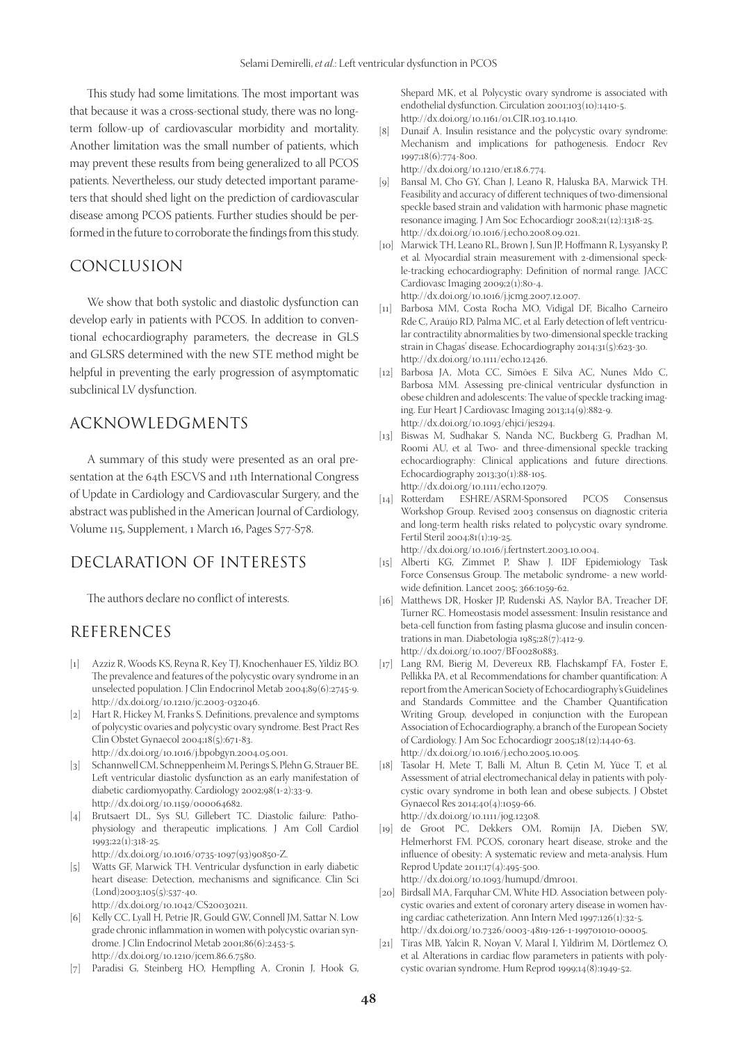This study had some limitations. The most important was that because it was a cross-sectional study, there was no long-term follow-up of cardiovascular morbidity and mortality. Another limitation was the small number of patients, which may prevent these results from being generalized to all PCOS patients. Nevertheless, our study detected important parameters that should shed light on the prediction of cardiovascular disease among PCOS patients. Further studies should be performed in the future to corroborate the findings from this study.

## CONCLUSION

We show that both systolic and diastolic dysfunction can develop early in patients with PCOS. In addition to conventional echocardiography parameters, the decrease in GLS and GLSRS determined with the new STE method might be helpful in preventing the early progression of asymptomatic subclinical LV dysfunction.

## ACKNOWLEDGMENTS

A summary of this study were presented as an oral presentation at the 64th ESCVS and 11th International Congress of Update in Cardiology and Cardiovascular Surgery, and the abstract was published in the American Journal of Cardiology, Volume 115, Supplement, 1 March 16, Pages S77-S78.

## DECLARATION OF INTERESTS

The authors declare no conflict of interests.

## REFERENCES

[1] Azziz R, Woods KS, Reyna R, Key TJ, Knochenhauer ES, Yildiz BO. The prevalence and features of the polycystic ovary syndrome in an unselected population. J Clin Endocrinol Metab 2004;89(6):2745-9. http://dx.doi.org/10.1210/jc.2003-032046.

[2] Hart R, Hickey M, Franks S. Definitions, prevalence and symptoms of polycystic ovaries and polycystic ovary syndrome. Best Pract Res Clin Obstet Gynaecol 2004;18(5):671-83. http://dx.doi.org/10.1016/j.bpobgyn.2004.05.001.

[3] Schannwell CM, Schneppenheim M, Perings S, Plehn G, Strauer BE. Left ventricular diastolic dysfunction as an early manifestation of diabetic cardiomyopathy. Cardiology 2002;98(1-2):33-9. http://dx.doi.org/10.1159/000064682.

[4] Brutsaert DL, Sys SU, Gillebert TC. Diastolic failure: Pathophysiology and therapeutic implications. J Am Coll Cardiol 1993;22(1):318-25. http://dx.doi.org/10.1016/0735-1097(93)90850-Z.

[5] Watts GF, Marwick TH. Ventricular dysfunction in early diabetic heart disease: Detection, mechanisms and significance. Clin Sci (Lond)2003;105(5):537-40. http://dx.doi.org/10.1042/CS20030211.

[6] Kelly CC, Lyall H, Petrie JR, Gould GW, Connell JM, Sattar N. Low grade chronic inflammation in women with polycystic ovarian syndrome. J Clin Endocrinol Metab 2001;86(6):2453-5. http://dx.doi.org/10.1210/jcem.86.6.7580.

[7] Paradisi G, Steinberg HO, Hempfling A, Cronin J, Hook G, Shepard MK, et al. Polycystic ovary syndrome is associated with endothelial dysfunction. Circulation 2001;103(10):1410-5. http://dx.doi.org/10.1161/01.CIR.103.10.1410.

[8] Dunaif A. Insulin resistance and the polycystic ovary syndrome: Mechanism and implications for pathogenesis. Endocr Rev 1997;18(6):774-800. http://dx.doi.org/10.1210/er.18.6.774.

[9] Bansal M, Cho GY, Chan J, Leano R, Haluska BA, Marwick TH. Feasibility and accuracy of different techniques of two-dimensional speckle based strain and validation with harmonic phase magnetic resonance imaging. J Am Soc Echocardiogr 2008;21(12):1318-25. http://dx.doi.org/10.1016/j.echo.2008.09.021.

[10] Marwick TH, Leano RL, Brown J, Sun JP, Hoffmann R, Lysyansky P, et al. Myocardial strain measurement with 2-dimensional speckle-tracking echocardiography: Definition of normal range. JACC Cardiovasc Imaging 2009;2(1):80-4. http://dx.doi.org/10.1016/j.jcmg.2007.12.007.

[11] Barbosa MM, Costa Rocha MO, Vidigal DF, Bicalho Carneiro Rde C, Araújo RD, Palma MC, et al. Early detection of left ventricular contractility abnormalities by two-dimensional speckle tracking strain in Chagas' disease. Echocardiography 2014;31(5):623-30. http://dx.doi.org/10.1111/echo.12426.

[12] Barbosa JA, Mota CC, Simões E Silva AC, Nunes Mdo C, Barbosa MM. Assessing pre-clinical ventricular dysfunction in obese children and adolescents: The value of speckle tracking imaging. Eur Heart J Cardiovasc Imaging 2013;14(9):882-9. http://dx.doi.org/10.1093/ehjci/jes294.

[13] Biswas M, Sudhakar S, Nanda NC, Buckberg G, Pradhan M, Roomi AU, et al. Two- and three-dimensional speckle tracking echocardiography: Clinical applications and future directions. Echocardiography 2013;30(1):88-105. http://dx.doi.org/10.1111/echo.12079.

[14] Rotterdam ESHRE/ASRM-Sponsored PCOS Consensus Workshop Group. Revised 2003 consensus on diagnostic criteria and long-term health risks related to polycystic ovary syndrome. Fertil Steril 2004;81(1):19-25. http://dx.doi.org/10.1016/j.fertnstert.2003.10.004.

[15] Alberti KG, Zimmet P, Shaw J. IDF Epidemiology Task Force Consensus Group. The metabolic syndrome- a new worldwide definition. Lancet 2005; 366:1059-62.

[16] Matthews DR, Hosker JP, Rudenski AS, Naylor BA, Treacher DF, Turner RC. Homeostasis model assessment: Insulin resistance and beta-cell function from fasting plasma glucose and insulin concentrations in man. Diabetologia 1985;28(7):412-9. http://dx.doi.org/10.1007/BF00280883.

[17] Lang RM, Bierig M, Devereux RB, Flachskampf FA, Foster E, Pellikka PA, et al. Recommendations for chamber quantification: A report from the American Society of Echocardiography's Guidelines and Standards Committee and the Chamber Quantification Writing Group, developed in conjunction with the European Association of Echocardiography, a branch of the European Society of Cardiology. J Am Soc Echocardiogr 2005;18(12):1440-63. http://dx.doi.org/10.1016/j.echo.2005.10.005.

[18] Tasolar H, Mete T, Balli M, Altun B, Çetin M, Yüce T, et al. Assessment of atrial electromechanical delay in patients with polycystic ovary syndrome in both lean and obese subjects. J Obstet Gynaecol Res 2014;40(4):1059-66. http://dx.doi.org/10.1111/jog.12308.

[19] de Groot PC, Dekkers OM, Romijn JA, Dieben SW, Helmerhorst FM. PCOS, coronary heart disease, stroke and the influence of obesity: A systematic review and meta-analysis. Hum Reprod Update 2011;17(4):495-500. http://dx.doi.org/10.1093/humupd/dmr001.

[20] Birdsall MA, Farquhar CM, White HD. Association between polycystic ovaries and extent of coronary artery disease in women having cardiac catheterization. Ann Intern Med 1997;126(1):32-5. http://dx.doi.org/10.7326/0003-4819-126-1-199701010-00005.

[21] Tiras MB, Yalcin R, Noyan V, Maral I, Yildirim M, Dörtlemez O, et al. Alterations in cardiac flow parameters in patients with polycystic ovarian syndrome. Hum Reprod 1999;14(8):1949-52.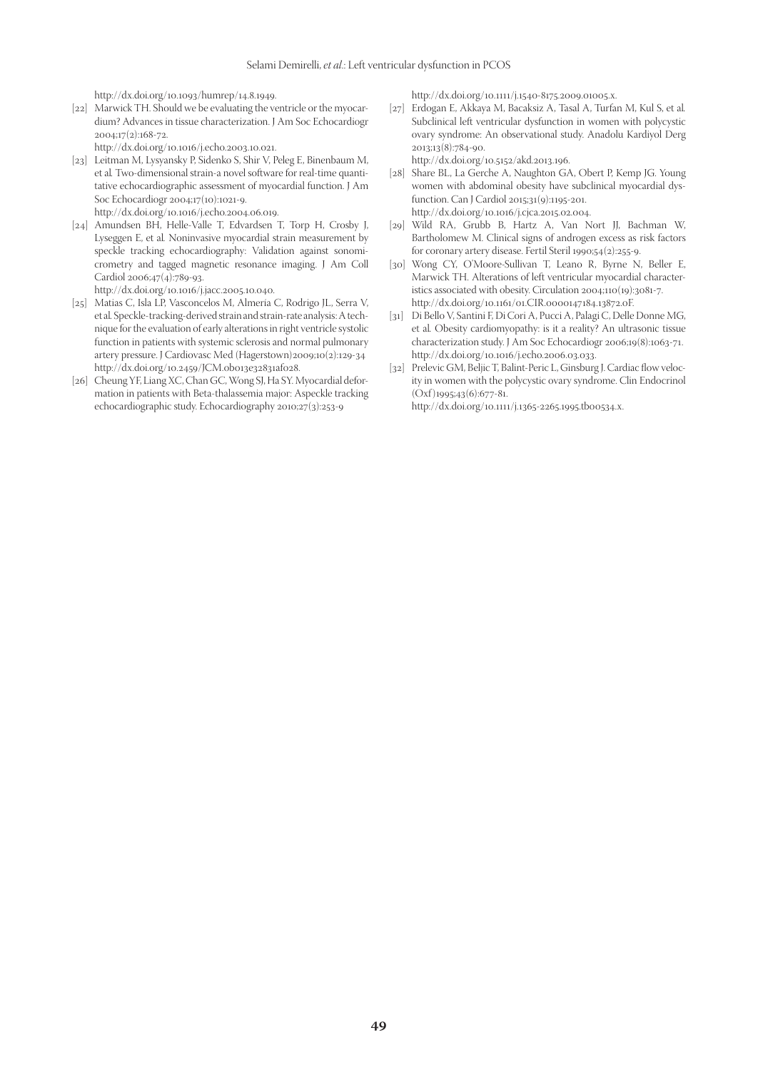http://dx.doi.org/10.1093/humrep/14.8.1949.

[22] Marwick TH. Should we be evaluating the ventricle or the myocardium? Advances in tissue characterization. J Am Soc Echocardiogr 2004;17(2):168-72.
http://dx.doi.org/10.1016/j.echo.2003.10.021.

[23] Leitman M, Lysyansky P, Sidenko S, Shir V, Peleg E, Binenbaum M, et al. Two-dimensional strain-a novel software for real-time quantitative echocardiographic assessment of myocardial function. J Am Soc Echocardiogr 2004;17(10):1021-9.
http://dx.doi.org/10.1016/j.echo.2004.06.019.

[24] Amundsen BH, Helle-Valle T, Edvardsen T, Torp H, Crosby J, Lyseggen E, et al. Noninvasive myocardial strain measurement by speckle tracking echocardiography: Validation against sonomicrometry and tagged magnetic resonance imaging. J Am Coll Cardiol 2006;47(4):789-93.
http://dx.doi.org/10.1016/j.jacc.2005.10.040.

[25] Matias C, Isla LP, Vasconcelos M, Almeria C, Rodrigo JL, Serra V, et al. Speckle-tracking-derived strain and strain-rate analysis: A technique for the evaluation of early alterations in right ventricle systolic function in patients with systemic sclerosis and normal pulmonary artery pressure. J Cardiovasc Med (Hagerstown)2009;10(2):129-34
http://dx.doi.org/10.2459/JCM.0b013e32831af028.

[26] Cheung YF, Liang XC, Chan GC, Wong SJ, Ha SY. Myocardial deformation in patients with Beta-thalassemia major: Aspeckle tracking echocardiographic study. Echocardiography 2010;27(3):253-9
http://dx.doi.org/10.1111/j.1540-8175.2009.01005.x.

[27] Erdogan E, Akkaya M, Bacaksiz A, Tasal A, Turfan M, Kul S, et al. Subclinical left ventricular dysfunction in women with polycystic ovary syndrome: An observational study. Anadolu Kardiyol Derg 2013;13(8):784-90.
http://dx.doi.org/10.5152/akd.2013.196.

[28] Share BL, La Gerche A, Naughton GA, Obert P, Kemp JG. Young women with abdominal obesity have subclinical myocardial dysfunction. Can J Cardiol 2015;31(9):1195-201.
http://dx.doi.org/10.1016/j.cjca.2015.02.004.

[29] Wild RA, Grubb B, Hartz A, Van Nort JJ, Bachman W, Bartholomew M. Clinical signs of androgen excess as risk factors for coronary artery disease. Fertil Steril 1990;54(2):255-9.

[30] Wong CY, O'Moore-Sullivan T, Leano R, Byrne N, Beller E, Marwick TH. Alterations of left ventricular myocardial characteristics associated with obesity. Circulation 2004;110(19):3081-7.
http://dx.doi.org/10.1161/01.CIR.0000147184.13872.0F.

[31] Di Bello V, Santini F, Di Cori A, Pucci A, Palagi C, Delle Donne MG, et al. Obesity cardiomyopathy: is it a reality? An ultrasonic tissue characterization study. J Am Soc Echocardiogr 2006;19(8):1063-71.
http://dx.doi.org/10.1016/j.echo.2006.03.033.

[32] Prelevic GM, Beljic T, Balint-Peric L, Ginsburg J. Cardiac flow velocity in women with the polycystic ovary syndrome. Clin Endocrinol (Oxf)1995;43(6):677-81.
http://dx.doi.org/10.1111/j.1365-2265.1995.tb00534.x.